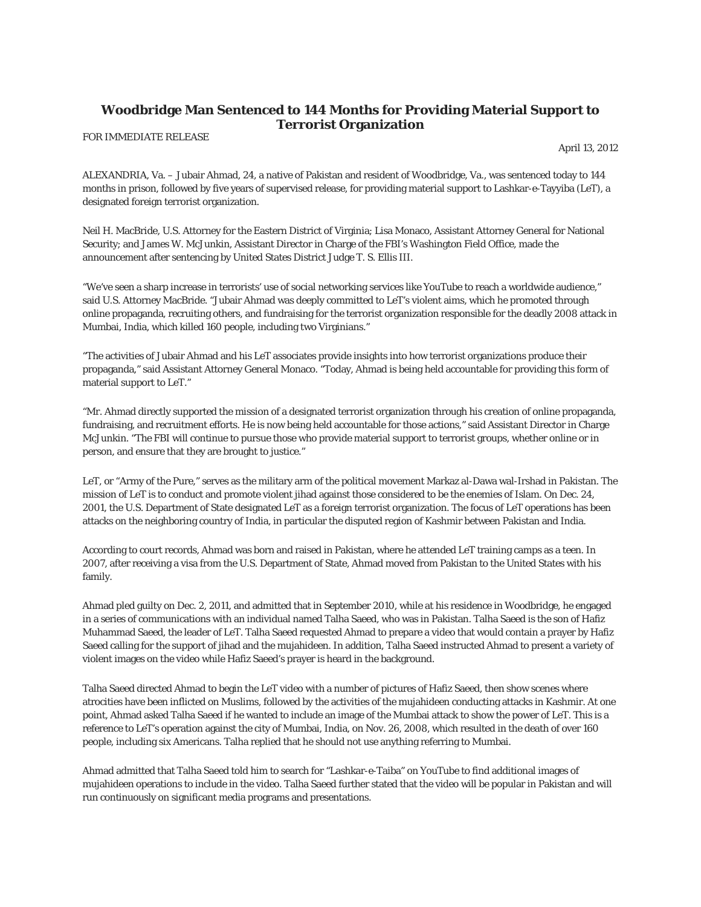# Woodbridge Man Sentenced to 144 Months for Providing Material Support to Terrorist Organization

FOR IMMEDIATE RELEASE

April 13, 2012

ALEXANDRIA, Va. – Jubair Ahmad, 24, a native of Pakistan and resident of Woodbridge, Va., was sentenced today to 144 months in prison, followed by five years of supervised release, for providing material support to Lashkar-e-Tayyiba (LeT), a designated foreign terrorist organization.

Neil H. MacBride, U.S. Attorney for the Eastern District of Virginia; Lisa Monaco, Assistant Attorney General for National Security; and James W. McJunkin, Assistant Director in Charge of the FBI's Washington Field Office, made the announcement after sentencing by United States District Judge T. S. Ellis III.

"We've seen a sharp increase in terrorists' use of social networking services like YouTube to reach a worldwide audience," said U.S. Attorney MacBride. "Jubair Ahmad was deeply committed to LeT's violent aims, which he promoted through online propaganda, recruiting others, and fundraising for the terrorist organization responsible for the deadly 2008 attack in Mumbai, India, which killed 160 people, including two Virginians."

"The activities of Jubair Ahmad and his LeT associates provide insights into how terrorist organizations produce their propaganda," said Assistant Attorney General Monaco. "Today, Ahmad is being held accountable for providing this form of material support to LeT."

"Mr. Ahmad directly supported the mission of a designated terrorist organization through his creation of online propaganda, fundraising, and recruitment efforts. He is now being held accountable for those actions," said Assistant Director in Charge McJunkin. "The FBI will continue to pursue those who provide material support to terrorist groups, whether online or in person, and ensure that they are brought to justice."

LeT, or "Army of the Pure," serves as the military arm of the political movement Markaz al-Dawa wal-Irshad in Pakistan. The mission of LeT is to conduct and promote violent jihad against those considered to be the enemies of Islam. On Dec. 24, 2001, the U.S. Department of State designated LeT as a foreign terrorist organization. The focus of LeT operations has been attacks on the neighboring country of India, in particular the disputed region of Kashmir between Pakistan and India.

According to court records, Ahmad was born and raised in Pakistan, where he attended LeT training camps as a teen. In 2007, after receiving a visa from the U.S. Department of State, Ahmad moved from Pakistan to the United States with his family.

Ahmad pled guilty on Dec. 2, 2011, and admitted that in September 2010, while at his residence in Woodbridge, he engaged in a series of communications with an individual named Talha Saeed, who was in Pakistan. Talha Saeed is the son of Hafiz Muhammad Saeed, the leader of LeT. Talha Saeed requested Ahmad to prepare a video that would contain a prayer by Hafiz Saeed calling for the support of jihad and the mujahideen. In addition, Talha Saeed instructed Ahmad to present a variety of violent images on the video while Hafiz Saeed's prayer is heard in the background.

Talha Saeed directed Ahmad to begin the LeT video with a number of pictures of Hafiz Saeed, then show scenes where atrocities have been inflicted on Muslims, followed by the activities of the mujahideen conducting attacks in Kashmir. At one point, Ahmad asked Talha Saeed if he wanted to include an image of the Mumbai attack to show the power of LeT. This is a reference to LeT's operation against the city of Mumbai, India, on Nov. 26, 2008, which resulted in the death of over 160 people, including six Americans. Talha replied that he should not use anything referring to Mumbai.

Ahmad admitted that Talha Saeed told him to search for "Lashkar-e-Taiba" on YouTube to find additional images of mujahideen operations to include in the video. Talha Saeed further stated that the video will be popular in Pakistan and will run continuously on significant media programs and presentations.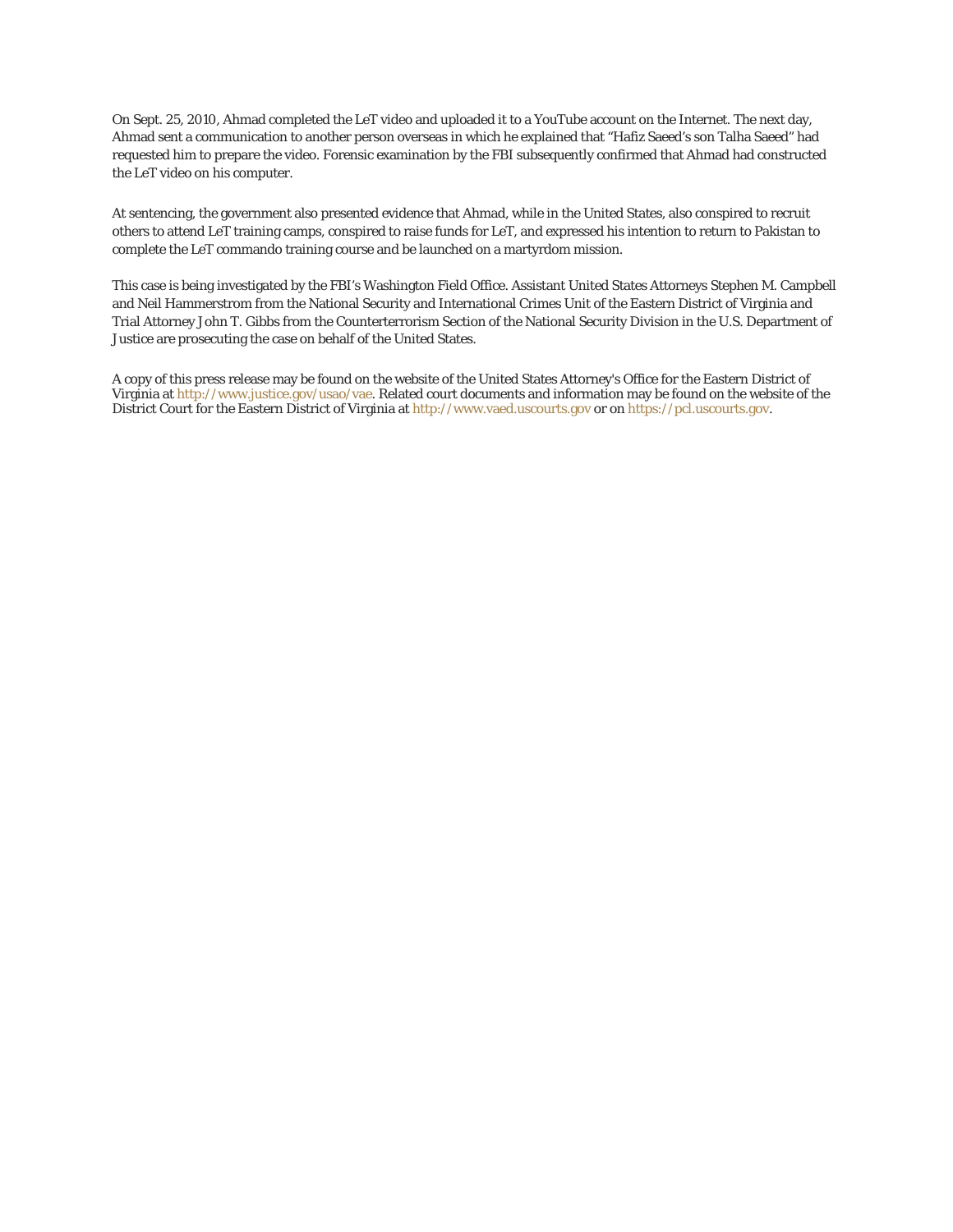On Sept. 25, 2010, Ahmad completed the LeT video and uploaded it to a YouTube account on the Internet. The next day, Ahmad sent a communication to another person overseas in which he explained that "Hafiz Saeed's son Talha Saeed" had requested him to prepare the video. Forensic examination by the FBI subsequently confirmed that Ahmad had constructed the LeT video on his computer.

At sentencing, the government also presented evidence that Ahmad, while in the United States, also conspired to recruit others to attend LeT training camps, conspired to raise funds for LeT, and expressed his intention to return to Pakistan to complete the LeT commando training course and be launched on a martyrdom mission.

This case is being investigated by the FBI's Washington Field Office. Assistant United States Attorneys Stephen M. Campbell and Neil Hammerstrom from the National Security and International Crimes Unit of the Eastern District of Virginia and Trial Attorney John T. Gibbs from the Counterterrorism Section of the National Security Division in the U.S. Department of Justice are prosecuting the case on behalf of the United States.

A copy of this press release may be found on the website of the United States Attorney's Office for the Eastern District of Virginia at http://www.justice.gov/usao/vae. Related court documents and information may be found on the website of the District Court for the Eastern District of Virginia at http://www.vaed.uscourts.gov or on https://pcl.uscourts.gov.